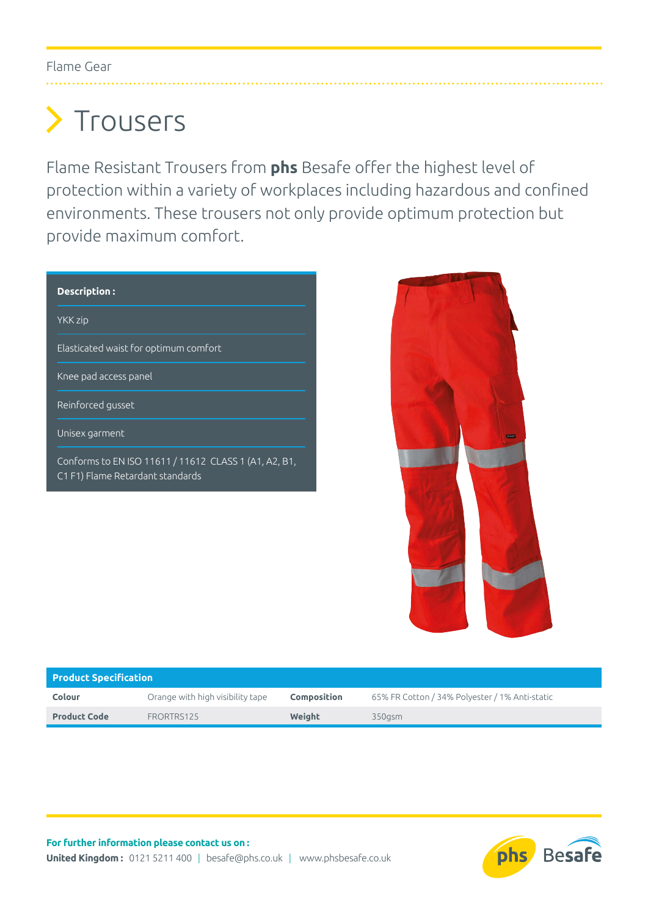Flame Gear

# Trousers

Flame Resistant Trousers from **phs** Besafe offer the highest level of protection within a variety of workplaces including hazardous and confined environments. These trousers not only provide optimum protection but provide maximum comfort.

| **Description :** |
| --- |
| YKK zip |
| Elasticated waist for optimum comfort |
| Knee pad access panel |
| Reinforced gusset |
| Unisex garment |
| Conforms to EN ISO 11611 / 11612 CLASS 1 (A1, A2, B1, C1 F1) Flame Retardant standards |

| **Product Specification** | | | |
| --- | --- | --- | --- |
| **Colour** | Orange with high visibility tape | **Composition** | 65% FR Cotton / 34% Polyester / 1% Anti-static |
| **Product Code** | FRORTRS125 | **Weight** | 350gsm |

**For further information please contact us on :**

**United Kingdom :** 0121 5211 400 | besafe@phs.co.uk | www.phsbesafe.co.uk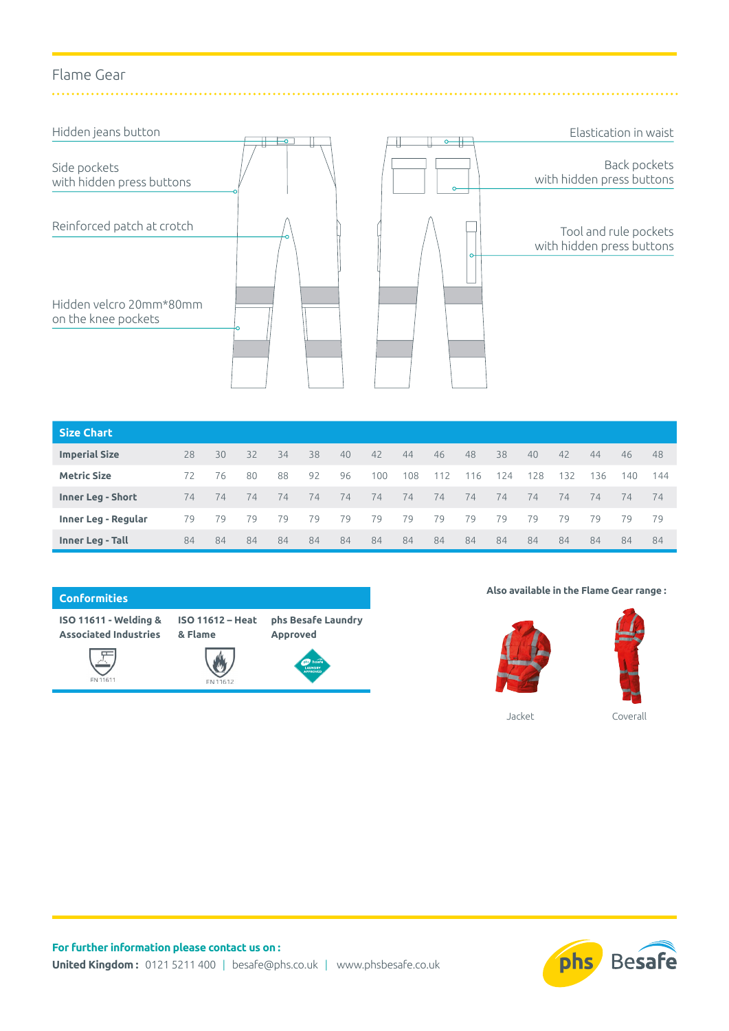## Flame Gear

Hidden jeans button

Side pockets with hidden press buttons

Reinforced patch at crotch

Hidden velcro 20mm*80mm on the knee pockets

Elastication in waist

Back pockets with hidden press buttons

Tool and rule pockets with hidden press buttons

| Size Chart | | | | | | | | | | | | | | | | |
|---|---|---|---|---|---|---|---|---|---|---|---|---|---|---|---|---|
| **Imperial Size** | 28 | 30 | 32 | 34 | 38 | 40 | 42 | 44 | 46 | 48 | 38 | 40 | 42 | 44 | 46 | 48 |
| **Metric Size** | 72 | 76 | 80 | 88 | 92 | 96 | 100 | 108 | 112 | 116 | 124 | 128 | 132 | 136 | 140 | 144 |
| **Inner Leg - Short** | 74 | 74 | 74 | 74 | 74 | 74 | 74 | 74 | 74 | 74 | 74 | 74 | 74 | 74 | 74 | 74 |
| **Inner Leg - Regular** | 79 | 79 | 79 | 79 | 79 | 79 | 79 | 79 | 79 | 79 | 79 | 79 | 79 | 79 | 79 | 79 |
| **Inner Leg - Tall** | 84 | 84 | 84 | 84 | 84 | 84 | 84 | 84 | 84 | 84 | 84 | 84 | 84 | 84 | 84 | 84 |

| Conformities | | |
|---|---|---|
| **ISO 11611 - Welding & Associated Industries** | **ISO 11612 – Heat & Flame** | **phs Besafe Laundry Approved** |
| EN 11611 | EN 11612 | |

**Also available in the Flame Gear range :**

Jacket

Coverall

**For further information please contact us on :**

**United Kingdom :** 0121 5211 400 | besafe@phs.co.uk | www.phsbesafe.co.uk